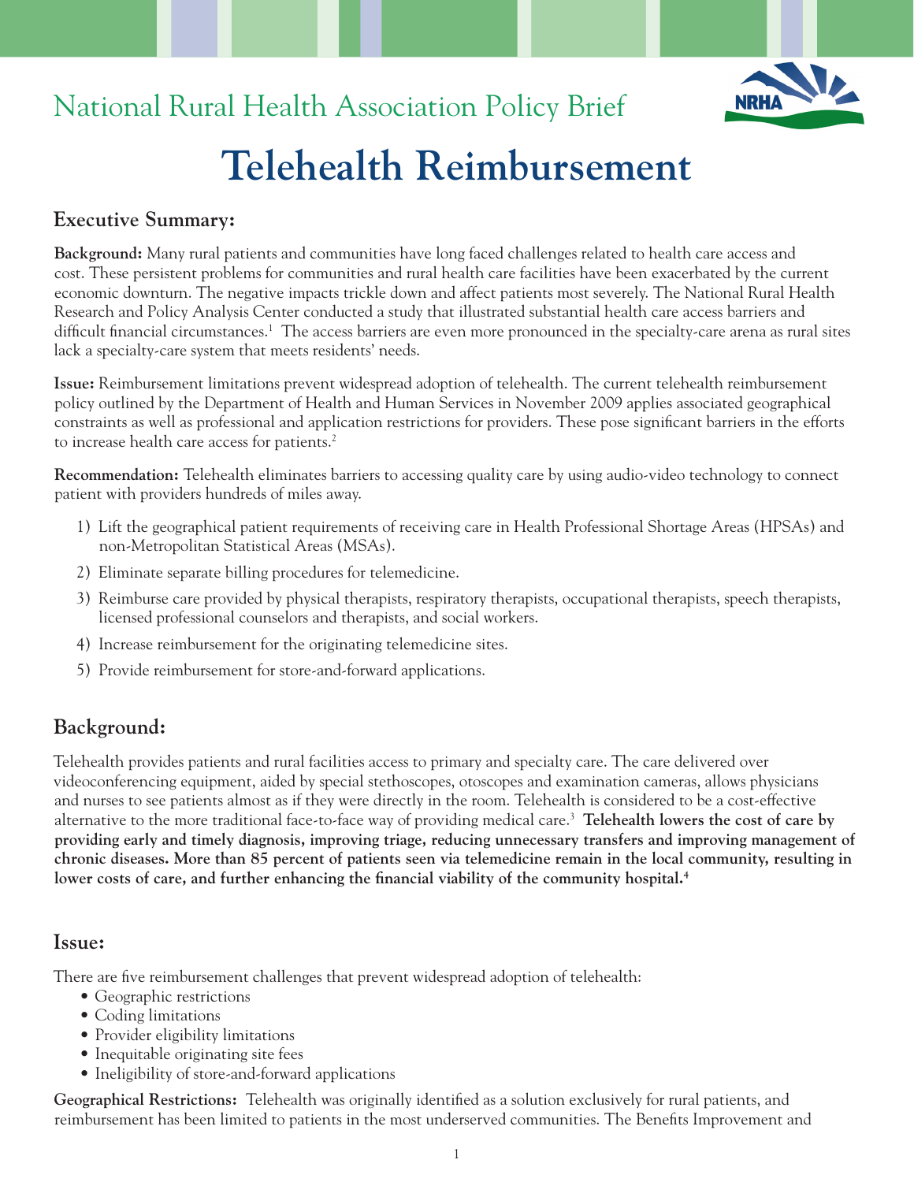# National Rural Health Association Policy Brief

# Telehealth Reimbursement

## Executive Summary:

**Background:** Many rural patients and communities have long faced challenges related to health care access and cost. These persistent problems for communities and rural health care facilities have been exacerbated by the current economic downturn. The negative impacts trickle down and affect patients most severely. The National Rural Health Research and Policy Analysis Center conducted a study that illustrated substantial health care access barriers and difficult financial circumstances.[1] The access barriers are even more pronounced in the specialty-care arena as rural sites lack a specialty-care system that meets residents' needs.

**Issue:** Reimbursement limitations prevent widespread adoption of telehealth. The current telehealth reimbursement policy outlined by the Department of Health and Human Services in November 2009 applies associated geographical constraints as well as professional and application restrictions for providers. These pose significant barriers in the efforts to increase health care access for patients.[2]

**Recommendation:** Telehealth eliminates barriers to accessing quality care by using audio-video technology to connect patient with providers hundreds of miles away.

1) Lift the geographical patient requirements of receiving care in Health Professional Shortage Areas (HPSAs) and non-Metropolitan Statistical Areas (MSAs).
2) Eliminate separate billing procedures for telemedicine.
3) Reimburse care provided by physical therapists, respiratory therapists, occupational therapists, speech therapists, licensed professional counselors and therapists, and social workers.
4) Increase reimbursement for the originating telemedicine sites.
5) Provide reimbursement for store-and-forward applications.

## Background:

Telehealth provides patients and rural facilities access to primary and specialty care. The care delivered over videoconferencing equipment, aided by special stethoscopes, otoscopes and examination cameras, allows physicians and nurses to see patients almost as if they were directly in the room. Telehealth is considered to be a cost-effective alternative to the more traditional face-to-face way of providing medical care.[3] **Telehealth lowers the cost of care by providing early and timely diagnosis, improving triage, reducing unnecessary transfers and improving management of chronic diseases. More than 85 percent of patients seen via telemedicine remain in the local community, resulting in lower costs of care, and further enhancing the financial viability of the community hospital.[4]**

## Issue:

There are five reimbursement challenges that prevent widespread adoption of telehealth:

- Geographic restrictions
- Coding limitations
- Provider eligibility limitations
- Inequitable originating site fees
- Ineligibility of store-and-forward applications

**Geographical Restrictions:** Telehealth was originally identified as a solution exclusively for rural patients, and reimbursement has been limited to patients in the most underserved communities. The Benefits Improvement and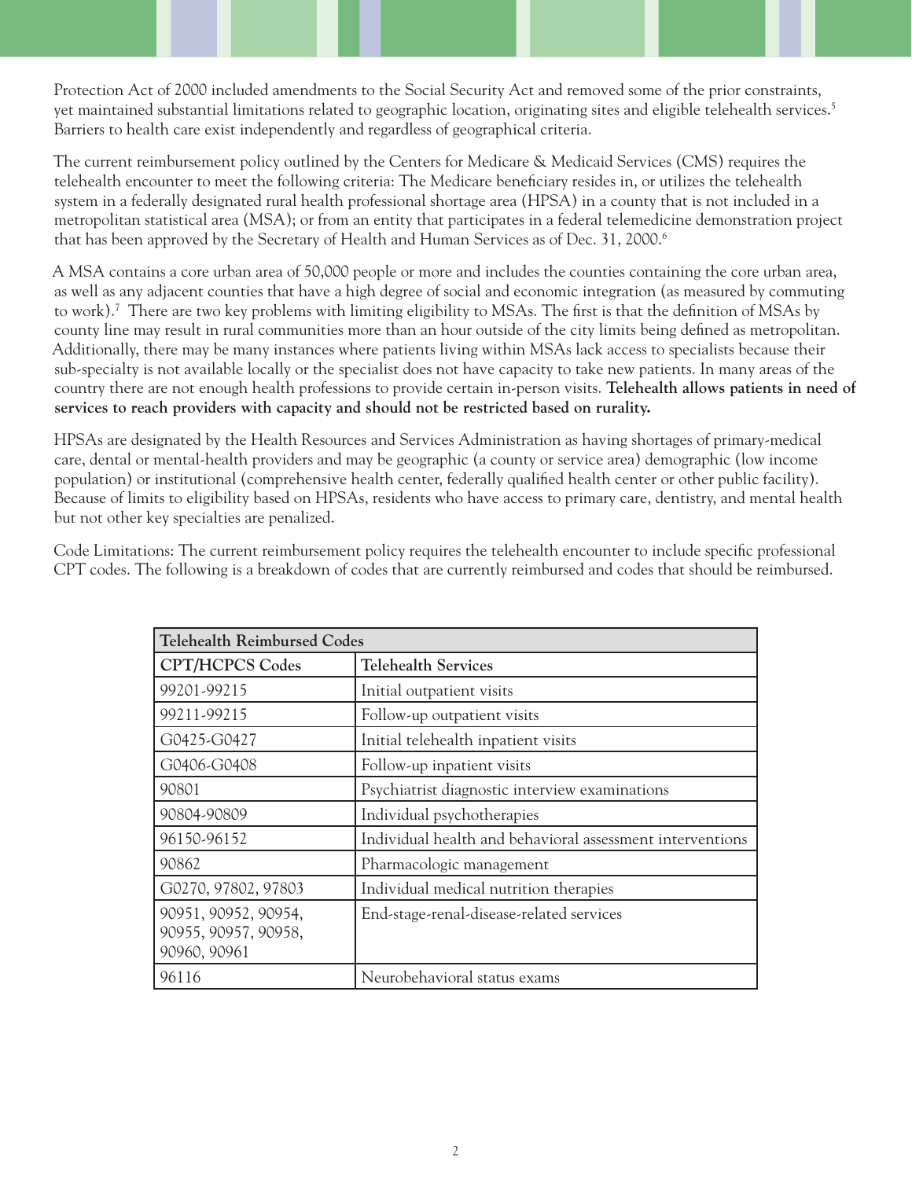Protection Act of 2000 included amendments to the Social Security Act and removed some of the prior constraints, yet maintained substantial limitations related to geographic location, originating sites and eligible telehealth services.[5] Barriers to health care exist independently and regardless of geographical criteria.

The current reimbursement policy outlined by the Centers for Medicare & Medicaid Services (CMS) requires the telehealth encounter to meet the following criteria: The Medicare beneficiary resides in, or utilizes the telehealth system in a federally designated rural health professional shortage area (HPSA) in a county that is not included in a metropolitan statistical area (MSA); or from an entity that participates in a federal telemedicine demonstration project that has been approved by the Secretary of Health and Human Services as of Dec. 31, 2000.[6]

A MSA contains a core urban area of 50,000 people or more and includes the counties containing the core urban area, as well as any adjacent counties that have a high degree of social and economic integration (as measured by commuting to work).[7] There are two key problems with limiting eligibility to MSAs. The first is that the definition of MSAs by county line may result in rural communities more than an hour outside of the city limits being defined as metropolitan. Additionally, there may be many instances where patients living within MSAs lack access to specialists because their sub-specialty is not available locally or the specialist does not have capacity to take new patients. In many areas of the country there are not enough health professions to provide certain in-person visits. **Telehealth allows patients in need of services to reach providers with capacity and should not be restricted based on rurality.**

HPSAs are designated by the Health Resources and Services Administration as having shortages of primary-medical care, dental or mental-health providers and may be geographic (a county or service area) demographic (low income population) or institutional (comprehensive health center, federally qualified health center or other public facility). Because of limits to eligibility based on HPSAs, residents who have access to primary care, dentistry, and mental health but not other key specialties are penalized.

Code Limitations: The current reimbursement policy requires the telehealth encounter to include specific professional CPT codes. The following is a breakdown of codes that are currently reimbursed and codes that should be reimbursed.

| Telehealth Reimbursed Codes | |
|---|---|
| **CPT/HCPCS Codes** | **Telehealth Services** |
| 99201-99215 | Initial outpatient visits |
| 99211-99215 | Follow-up outpatient visits |
| G0425-G0427 | Initial telehealth inpatient visits |
| G0406-G0408 | Follow-up inpatient visits |
| 90801 | Psychiatrist diagnostic interview examinations |
| 90804-90809 | Individual psychotherapies |
| 96150-96152 | Individual health and behavioral assessment interventions |
| 90862 | Pharmacologic management |
| G0270, 97802, 97803 | Individual medical nutrition therapies |
| 90951, 90952, 90954, 90955, 90957, 90958, 90960, 90961 | End-stage-renal-disease-related services |
| 96116 | Neurobehavioral status exams |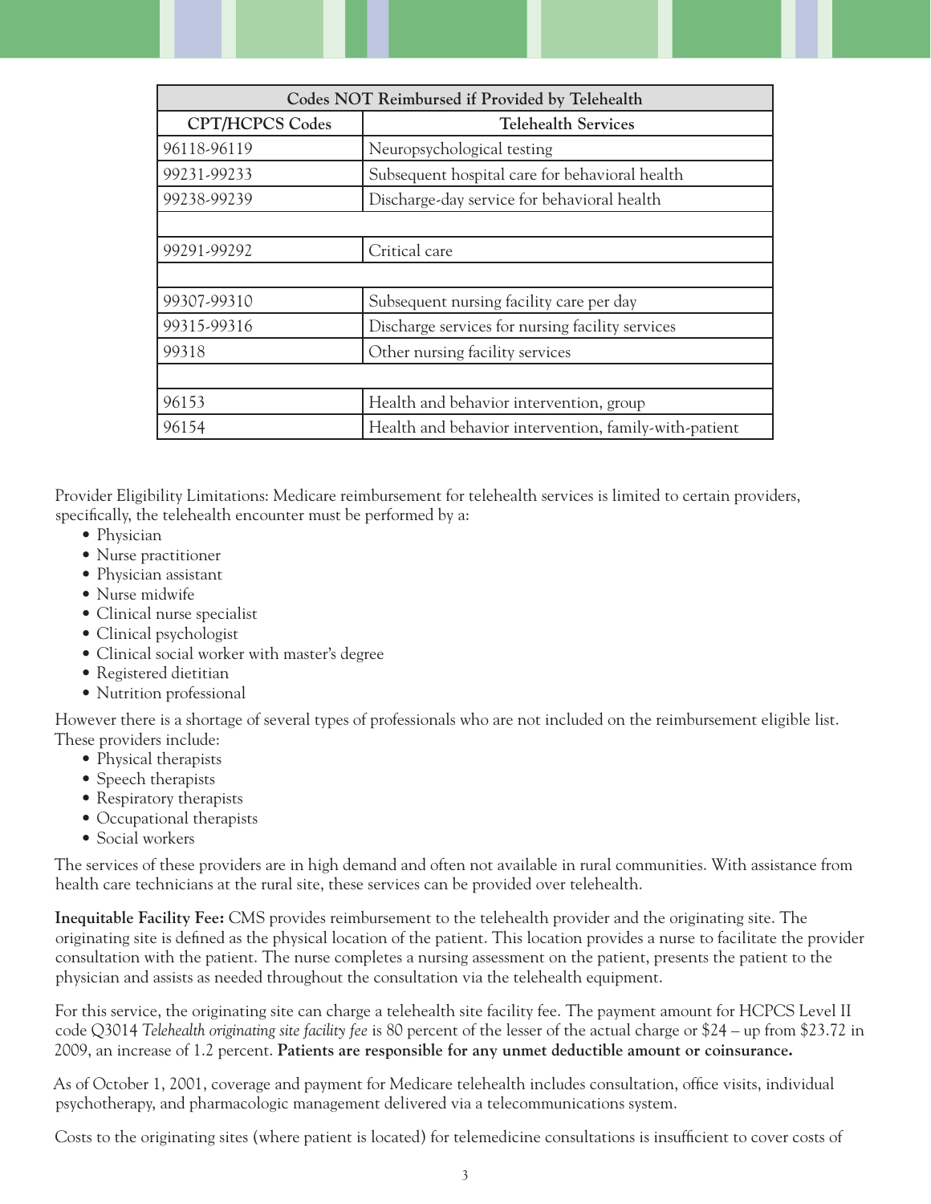| Codes NOT Reimbursed if Provided by Telehealth | |
|---|---|
| **CPT/HCPCS Codes** | **Telehealth Services** |
| 96118-96119 | Neuropsychological testing |
| 99231-99233 | Subsequent hospital care for behavioral health |
| 99238-99239 | Discharge-day service for behavioral health |
| | |
| 99291-99292 | Critical care |
| | |
| 99307-99310 | Subsequent nursing facility care per day |
| 99315-99316 | Discharge services for nursing facility services |
| 99318 | Other nursing facility services |
| | |
| 96153 | Health and behavior intervention, group |
| 96154 | Health and behavior intervention, family-with-patient |

Provider Eligibility Limitations: Medicare reimbursement for telehealth services is limited to certain providers, specifically, the telehealth encounter must be performed by a:

- Physician
- Nurse practitioner
- Physician assistant
- Nurse midwife
- Clinical nurse specialist
- Clinical psychologist
- Clinical social worker with master's degree
- Registered dietitian
- Nutrition professional

However there is a shortage of several types of professionals who are not included on the reimbursement eligible list. These providers include:

- Physical therapists
- Speech therapists
- Respiratory therapists
- Occupational therapists
- Social workers

The services of these providers are in high demand and often not available in rural communities. With assistance from health care technicians at the rural site, these services can be provided over telehealth.

**Inequitable Facility Fee:** CMS provides reimbursement to the telehealth provider and the originating site. The originating site is defined as the physical location of the patient. This location provides a nurse to facilitate the provider consultation with the patient. The nurse completes a nursing assessment on the patient, presents the patient to the physician and assists as needed throughout the consultation via the telehealth equipment.

For this service, the originating site can charge a telehealth site facility fee. The payment amount for HCPCS Level II code Q3014 *Telehealth originating site facility fee* is 80 percent of the lesser of the actual charge or $24 – up from $23.72 in 2009, an increase of 1.2 percent. **Patients are responsible for any unmet deductible amount or coinsurance.**

As of October 1, 2001, coverage and payment for Medicare telehealth includes consultation, office visits, individual psychotherapy, and pharmacologic management delivered via a telecommunications system.

Costs to the originating sites (where patient is located) for telemedicine consultations is insufficient to cover costs of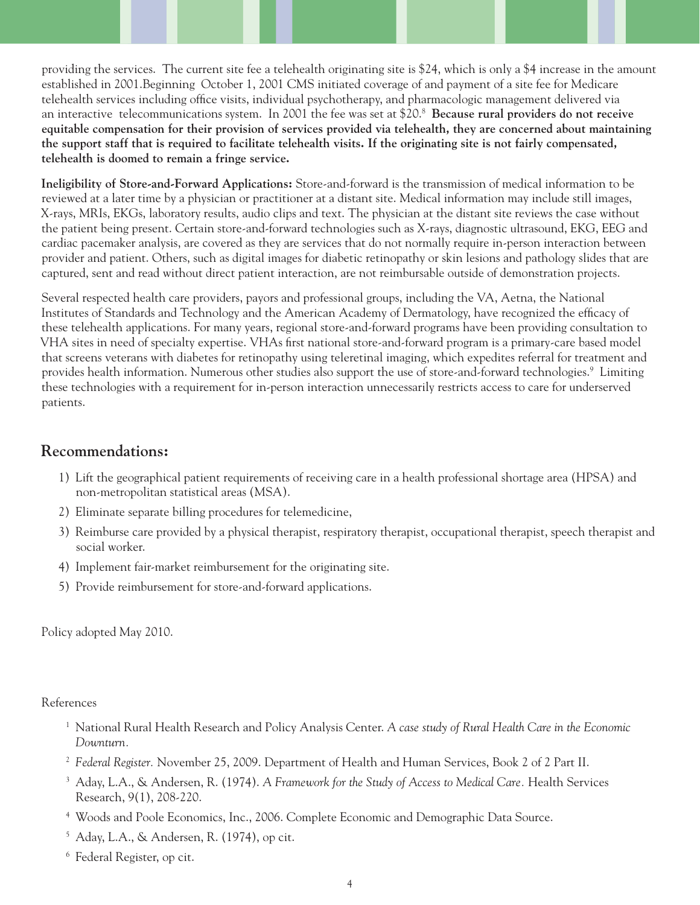providing the services. The current site fee a telehealth originating site is $24, which is only a $4 increase in the amount established in 2001.Beginning October 1, 2001 CMS initiated coverage of and payment of a site fee for Medicare telehealth services including office visits, individual psychotherapy, and pharmacologic management delivered via an interactive telecommunications system. In 2001 the fee was set at $20.[8] **Because rural providers do not receive equitable compensation for their provision of services provided via telehealth, they are concerned about maintaining the support staff that is required to facilitate telehealth visits. If the originating site is not fairly compensated, telehealth is doomed to remain a fringe service.**

**Ineligibility of Store-and-Forward Applications:** Store-and-forward is the transmission of medical information to be reviewed at a later time by a physician or practitioner at a distant site. Medical information may include still images, X-rays, MRIs, EKGs, laboratory results, audio clips and text. The physician at the distant site reviews the case without the patient being present. Certain store-and-forward technologies such as X-rays, diagnostic ultrasound, EKG, EEG and cardiac pacemaker analysis, are covered as they are services that do not normally require in-person interaction between provider and patient. Others, such as digital images for diabetic retinopathy or skin lesions and pathology slides that are captured, sent and read without direct patient interaction, are not reimbursable outside of demonstration projects.

Several respected health care providers, payors and professional groups, including the VA, Aetna, the National Institutes of Standards and Technology and the American Academy of Dermatology, have recognized the efficacy of these telehealth applications. For many years, regional store-and-forward programs have been providing consultation to VHA sites in need of specialty expertise. VHAs first national store-and-forward program is a primary-care based model that screens veterans with diabetes for retinopathy using teleretinal imaging, which expedites referral for treatment and provides health information. Numerous other studies also support the use of store-and-forward technologies.[9] Limiting these technologies with a requirement for in-person interaction unnecessarily restricts access to care for underserved patients.

## Recommendations:

1) Lift the geographical patient requirements of receiving care in a health professional shortage area (HPSA) and non-metropolitan statistical areas (MSA).
2) Eliminate separate billing procedures for telemedicine,
3) Reimburse care provided by a physical therapist, respiratory therapist, occupational therapist, speech therapist and social worker.
4) Implement fair-market reimbursement for the originating site.
5) Provide reimbursement for store-and-forward applications.

Policy adopted May 2010.

References

[1] National Rural Health Research and Policy Analysis Center. *A case study of Rural Health Care in the Economic Downturn.*

[2] *Federal Register.* November 25, 2009. Department of Health and Human Services, Book 2 of 2 Part II.

[3] Aday, L.A., & Andersen, R. (1974). *A Framework for the Study of Access to Medical Care.* Health Services Research, 9(1), 208-220.

[4] Woods and Poole Economics, Inc., 2006. Complete Economic and Demographic Data Source.

[5] Aday, L.A., & Andersen, R. (1974), op cit.

[6] Federal Register, op cit.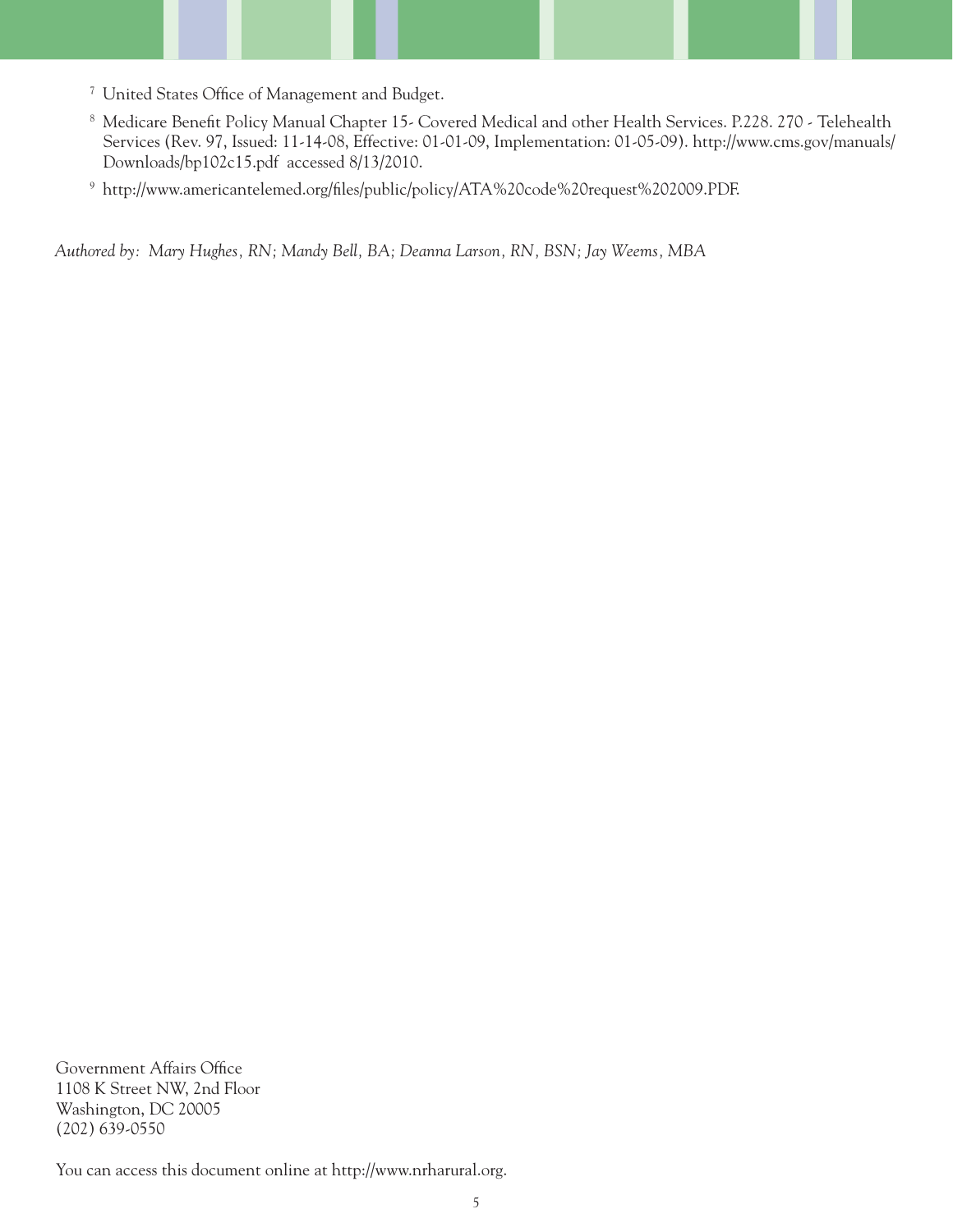[7] United States Office of Management and Budget.

[8] Medicare Benefit Policy Manual Chapter 15- Covered Medical and other Health Services. P.228. 270 - Telehealth Services (Rev. 97, Issued: 11-14-08, Effective: 01-01-09, Implementation: 01-05-09). http://www.cms.gov/manuals/Downloads/bp102c15.pdf accessed 8/13/2010.

[9] http://www.americantelemed.org/files/public/policy/ATA%20code%20request%202009.PDF.

*Authored by: Mary Hughes, RN; Mandy Bell, BA; Deanna Larson, RN, BSN; Jay Weems, MBA*

Government Affairs Office
1108 K Street NW, 2nd Floor
Washington, DC 20005
(202) 639-0550

You can access this document online at http://www.nrharural.org.